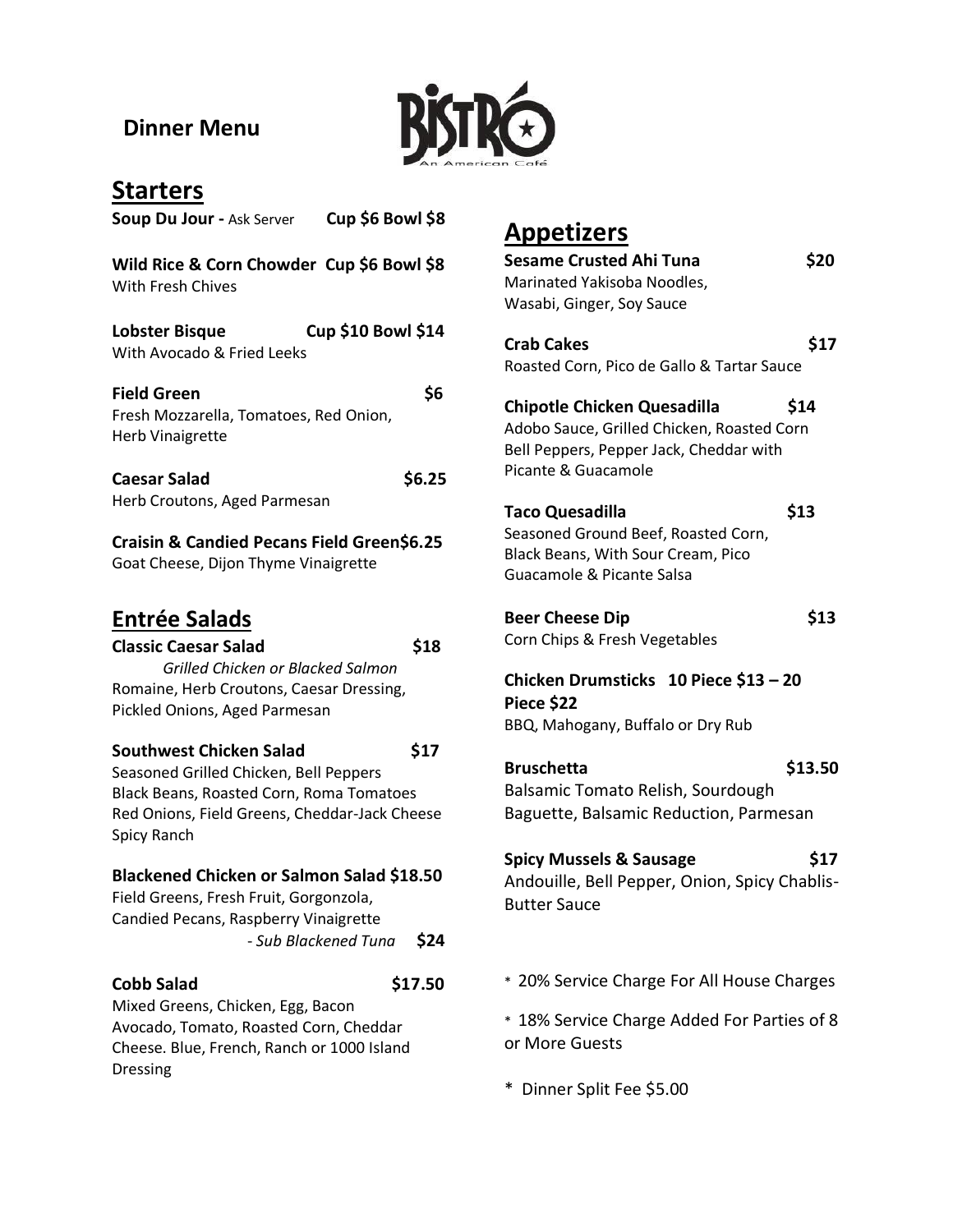**Dinner Menu**

BISTRO
An American Café

## Starters

**Soup Du Jour -** Ask Server **Cup $6 Bowl $8**

**Wild Rice & Corn Chowder Cup $6 Bowl $8**
With Fresh Chives

**Lobster Bisque Cup $10 Bowl $14**
With Avocado & Fried Leeks

**Field Green $6**
Fresh Mozzarella, Tomatoes, Red Onion, Herb Vinaigrette

**Caesar Salad $6.25**
Herb Croutons, Aged Parmesan

**Craisin & Candied Pecans Field Green$6.25**
Goat Cheese, Dijon Thyme Vinaigrette

## Entrée Salads

**Classic Caesar Salad $18**
*Grilled Chicken or Blacked Salmon*
Romaine, Herb Croutons, Caesar Dressing, Pickled Onions, Aged Parmesan

**Southwest Chicken Salad $17**
Seasoned Grilled Chicken, Bell Peppers Black Beans, Roasted Corn, Roma Tomatoes Red Onions, Field Greens, Cheddar-Jack Cheese Spicy Ranch

**Blackened Chicken or Salmon Salad $18.50**
Field Greens, Fresh Fruit, Gorgonzola, Candied Pecans, Raspberry Vinaigrette
*- Sub Blackened Tuna* **$24**

**Cobb Salad $17.50**
Mixed Greens, Chicken, Egg, Bacon Avocado, Tomato, Roasted Corn, Cheddar Cheese. Blue, French, Ranch or 1000 Island Dressing

## Appetizers

**Sesame Crusted Ahi Tuna $20**
Marinated Yakisoba Noodles, Wasabi, Ginger, Soy Sauce

**Crab Cakes $17**
Roasted Corn, Pico de Gallo & Tartar Sauce

**Chipotle Chicken Quesadilla $14**
Adobo Sauce, Grilled Chicken, Roasted Corn Bell Peppers, Pepper Jack, Cheddar with Picante & Guacamole

**Taco Quesadilla $13**
Seasoned Ground Beef, Roasted Corn, Black Beans, With Sour Cream, Pico Guacamole & Picante Salsa

**Beer Cheese Dip $13**
Corn Chips & Fresh Vegetables

**Chicken Drumsticks 10 Piece $13 – 20 Piece $22**
BBQ, Mahogany, Buffalo or Dry Rub

**Bruschetta $13.50**
Balsamic Tomato Relish, Sourdough Baguette, Balsamic Reduction, Parmesan

**Spicy Mussels & Sausage $17**
Andouille, Bell Pepper, Onion, Spicy Chablis-Butter Sauce

* 20% Service Charge For All House Charges

* 18% Service Charge Added For Parties of 8 or More Guests

* Dinner Split Fee $5.00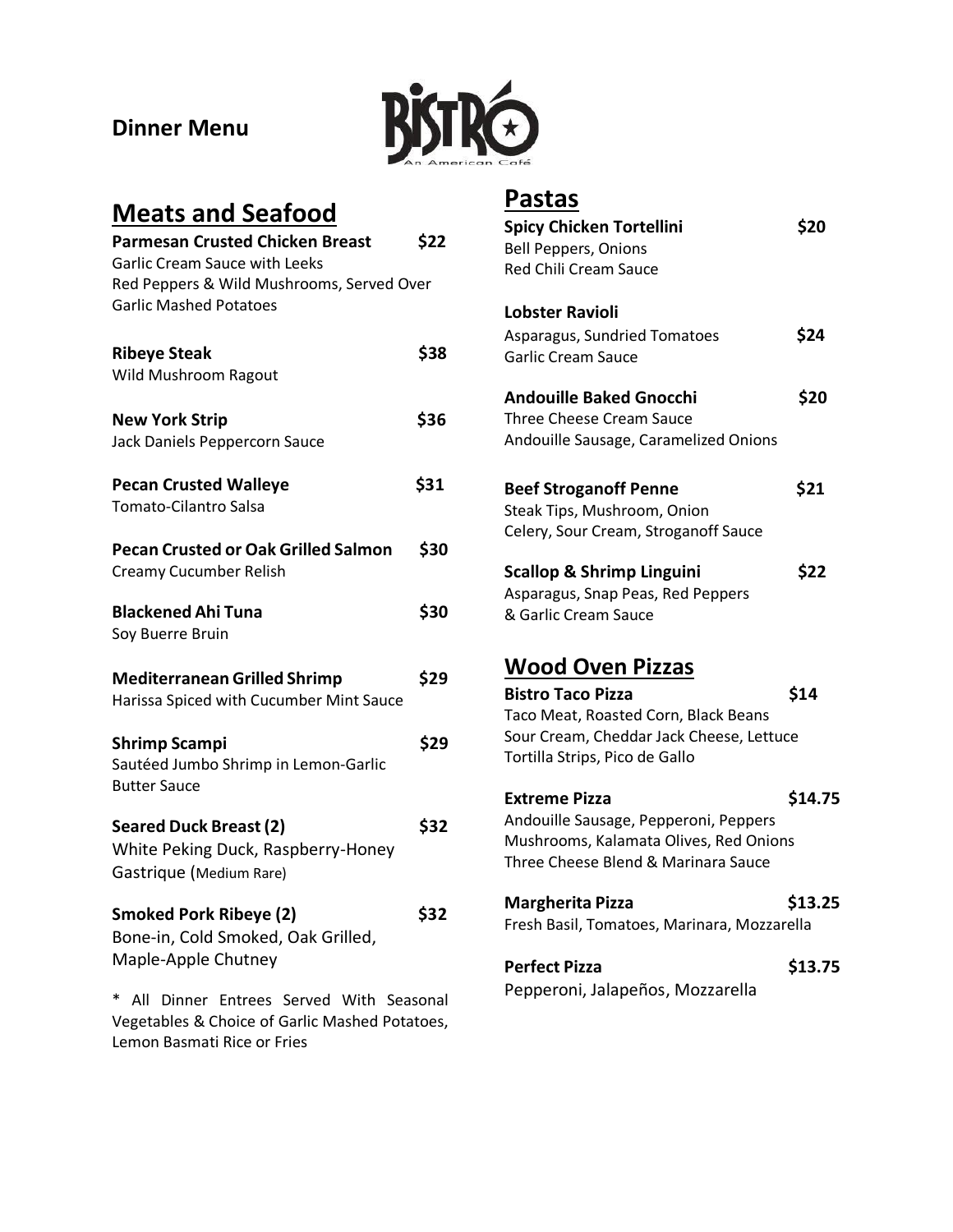# Dinner Menu

BISTRO An American Café

## Meats and Seafood

**Parmesan Crusted Chicken Breast** **$22**
Garlic Cream Sauce with Leeks
Red Peppers & Wild Mushrooms, Served Over
Garlic Mashed Potatoes

**Ribeye Steak** **$38**
Wild Mushroom Ragout

**New York Strip** **$36**
Jack Daniels Peppercorn Sauce

**Pecan Crusted Walleye** **$31**
Tomato-Cilantro Salsa

**Pecan Crusted or Oak Grilled Salmon** **$30**
Creamy Cucumber Relish

**Blackened Ahi Tuna** **$30**
Soy Buerre Bruin

**Mediterranean Grilled Shrimp** **$29**
Harissa Spiced with Cucumber Mint Sauce

**Shrimp Scampi** **$29**
Sautéed Jumbo Shrimp in Lemon-Garlic
Butter Sauce

**Seared Duck Breast (2)** **$32**
White Peking Duck, Raspberry-Honey
Gastrique (Medium Rare)

**Smoked Pork Ribeye (2)** **$32**
Bone-in, Cold Smoked, Oak Grilled,
Maple-Apple Chutney

* All Dinner Entrees Served With Seasonal Vegetables & Choice of Garlic Mashed Potatoes, Lemon Basmati Rice or Fries

## Pastas

**Spicy Chicken Tortellini** **$20**
Bell Peppers, Onions
Red Chili Cream Sauce

**Lobster Ravioli** **$24**
Asparagus, Sundried Tomatoes
Garlic Cream Sauce

**Andouille Baked Gnocchi** **$20**
Three Cheese Cream Sauce
Andouille Sausage, Caramelized Onions

**Beef Stroganoff Penne** **$21**
Steak Tips, Mushroom, Onion
Celery, Sour Cream, Stroganoff Sauce

**Scallop & Shrimp Linguini** **$22**
Asparagus, Snap Peas, Red Peppers
& Garlic Cream Sauce

## Wood Oven Pizzas

**Bistro Taco Pizza** **$14**
Taco Meat, Roasted Corn, Black Beans
Sour Cream, Cheddar Jack Cheese, Lettuce
Tortilla Strips, Pico de Gallo

**Extreme Pizza** **$14.75**
Andouille Sausage, Pepperoni, Peppers
Mushrooms, Kalamata Olives, Red Onions
Three Cheese Blend & Marinara Sauce

**Margherita Pizza** **$13.25**
Fresh Basil, Tomatoes, Marinara, Mozzarella

**Perfect Pizza** **$13.75**
Pepperoni, Jalapeños, Mozzarella